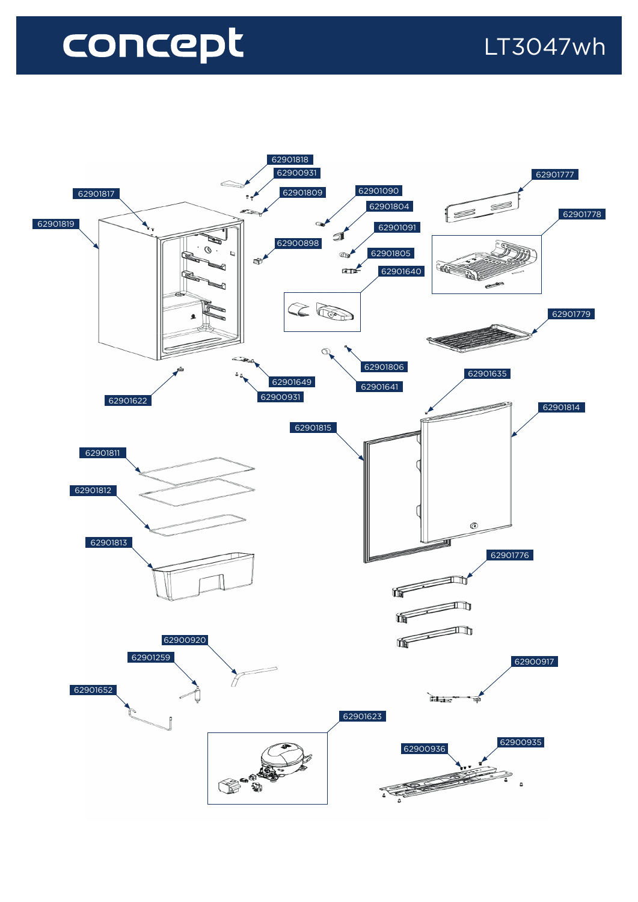# concept

LT3047wh

62901818
62900931
62901817
62901809
62901090
62901777
62901819
62901804
62901778
62900898
62901091
62901805
62901640
62901779
62901806
62901649
62901641
62901635
62901622
62900931
62901814
62901815
62901811
62901812
62901813
62901776
62900920
62901259
62900917
62901652
62901623
62900936
62900935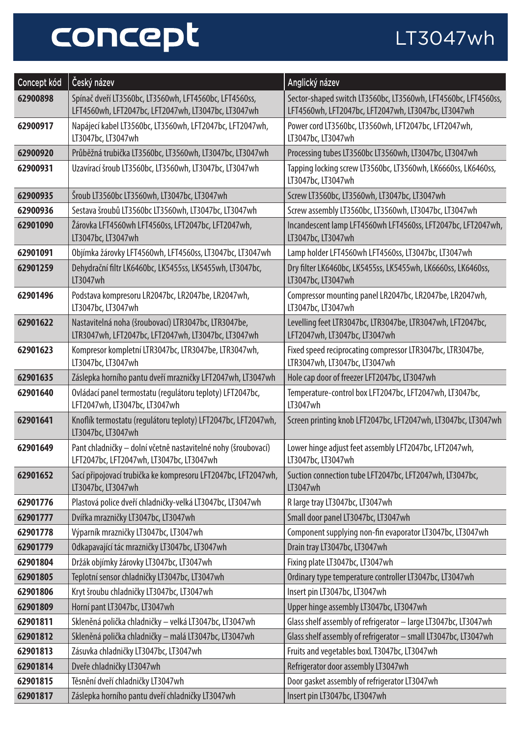# concept LT3047wh

| Concept kód | Český název | Anglický název |
|---|---|---|
| **62900898** | Spínač dveří LT3560bc, LT3560wh, LFT4560bc, LFT4560ss, LFT4560wh, LFT2047bc, LFT2047wh, LT3047bc, LT3047wh | Sector-shaped switch LT3560bc, LT3560wh, LFT4560bc, LFT4560ss, LFT4560wh, LFT2047bc, LFT2047wh, LT3047bc, LT3047wh |
| **62900917** | Napájecí kabel LT3560bc, LT3560wh, LFT2047bc, LFT2047wh, LT3047bc, LT3047wh | Power cord LT3560bc, LT3560wh, LFT2047bc, LFT2047wh, LT3047bc, LT3047wh |
| **62900920** | Průběžná trubička LT3560bc, LT3560wh, LT3047bc, LT3047wh | Processing tubes LT3560bc LT3560wh, LT3047bc, LT3047wh |
| **62900931** | Uzavírací šroub LT3560bc, LT3560wh, LT3047bc, LT3047wh | Tapping locking screw LT3560bc, LT3560wh, LK6660ss, LK6460ss, LT3047bc, LT3047wh |
| **62900935** | Šroub LT3560bc LT3560wh, LT3047bc, LT3047wh | Screw LT3560bc, LT3560wh, LT3047bc, LT3047wh |
| **62900936** | Sestava šroubů LT3560bc LT3560wh, LT3047bc, LT3047wh | Screw assembly LT3560bc, LT3560wh, LT3047bc, LT3047wh |
| **62901090** | Žárovka LFT4560wh LFT4560ss, LFT2047bc, LFT2047wh, LT3047bc, LT3047wh | Incandescent lamp LFT4560wh LFT4560ss, LFT2047bc, LFT2047wh, LT3047bc, LT3047wh |
| **62901091** | Objímka žárovky LFT4560wh, LFT4560ss, LT3047bc, LT3047wh | Lamp holder LFT4560wh LFT4560ss, LT3047bc, LT3047wh |
| **62901259** | Dehydrační filtr LK6460bc, LK5455ss, LK5455wh, LT3047bc, LT3047wh | Dry filter LK6460bc, LK5455ss, LK5455wh, LK6660ss, LK6460ss, LT3047bc, LT3047wh |
| **62901496** | Podstava kompresoru LR2047bc, LR2047be, LR2047wh, LT3047bc, LT3047wh | Compressor mounting panel LR2047bc, LR2047be, LR2047wh, LT3047bc, LT3047wh |
| **62901622** | Nastavitelná noha (šroubovací) LTR3047bc, LTR3047be, LTR3047wh, LFT2047bc, LFT2047wh, LT3047bc, LT3047wh | Levelling feet LTR3047bc, LTR3047be, LTR3047wh, LFT2047bc, LFT2047wh, LT3047bc, LT3047wh |
| **62901623** | Kompresor kompletní LTR3047bc, LTR3047be, LTR3047wh, LT3047bc, LT3047wh | Fixed speed reciprocating compressor LTR3047bc, LTR3047be, LTR3047wh, LT3047bc, LT3047wh |
| **62901635** | Záslepka horního pantu dveří mrazničky LFT2047wh, LT3047wh | Hole cap door of freezer LFT2047bc, LT3047wh |
| **62901640** | Ovládací panel termostatu (regulátoru teploty) LFT2047bc, LFT2047wh, LT3047bc, LT3047wh | Temperature-control box LFT2047bc, LFT2047wh, LT3047bc, LT3047wh |
| **62901641** | Knoflík termostatu (regulátoru teploty) LFT2047bc, LFT2047wh, LT3047bc, LT3047wh | Screen printing knob LFT2047bc, LFT2047wh, LT3047bc, LT3047wh |
| **62901649** | Pant chladničky – dolní včetně nastavitelné nohy (šroubovací) LFT2047bc, LFT2047wh, LT3047bc, LT3047wh | Lower hinge adjust feet assembly LFT2047bc, LFT2047wh, LT3047bc, LT3047wh |
| **62901652** | Sací připojovací trubička ke kompresoru LFT2047bc, LFT2047wh, LT3047bc, LT3047wh | Suction connection tube LFT2047bc, LFT2047wh, LT3047bc, LT3047wh |
| **62901776** | Plastová police dveří chladničky-velká LT3047bc, LT3047wh | R large tray LT3047bc, LT3047wh |
| **62901777** | Dvířka mrazničky LT3047bc, LT3047wh | Small door panel LT3047bc, LT3047wh |
| **62901778** | Výparník mrazničky LT3047bc, LT3047wh | Component supplying non-fin evaporator LT3047bc, LT3047wh |
| **62901779** | Odkapavající tác mrazničky LT3047bc, LT3047wh | Drain tray LT3047bc, LT3047wh |
| **62901804** | Držák objímky žárovky LT3047bc, LT3047wh | Fixing plate LT3047bc, LT3047wh |
| **62901805** | Teplotní sensor chladničky LT3047bc, LT3047wh | Ordinary type temperature controller LT3047bc, LT3047wh |
| **62901806** | Kryt šroubu chladničky LT3047bc, LT3047wh | Insert pin LT3047bc, LT3047wh |
| **62901809** | Horní pant LT3047bc, LT3047wh | Upper hinge assembly LT3047bc, LT3047wh |
| **62901811** | Skleněná polička chladničky – velká LT3047bc, LT3047wh | Glass shelf assembly of refrigerator – large LT3047bc, LT3047wh |
| **62901812** | Skleněná polička chladničky – malá LT3047bc, LT3047wh | Glass shelf assembly of refrigerator – small LT3047bc, LT3047wh |
| **62901813** | Zásuvka chladničky LT3047bc, LT3047wh | Fruits and vegetables boxL T3047bc, LT3047wh |
| **62901814** | Dveře chladničky LT3047wh | Refrigerator door assembly LT3047wh |
| **62901815** | Těsnění dveří chladničky LT3047wh | Door gasket assembly of refrigerator LT3047wh |
| **62901817** | Záslepka horního pantu dveří chladničky LT3047wh | Insert pin LT3047bc, LT3047wh |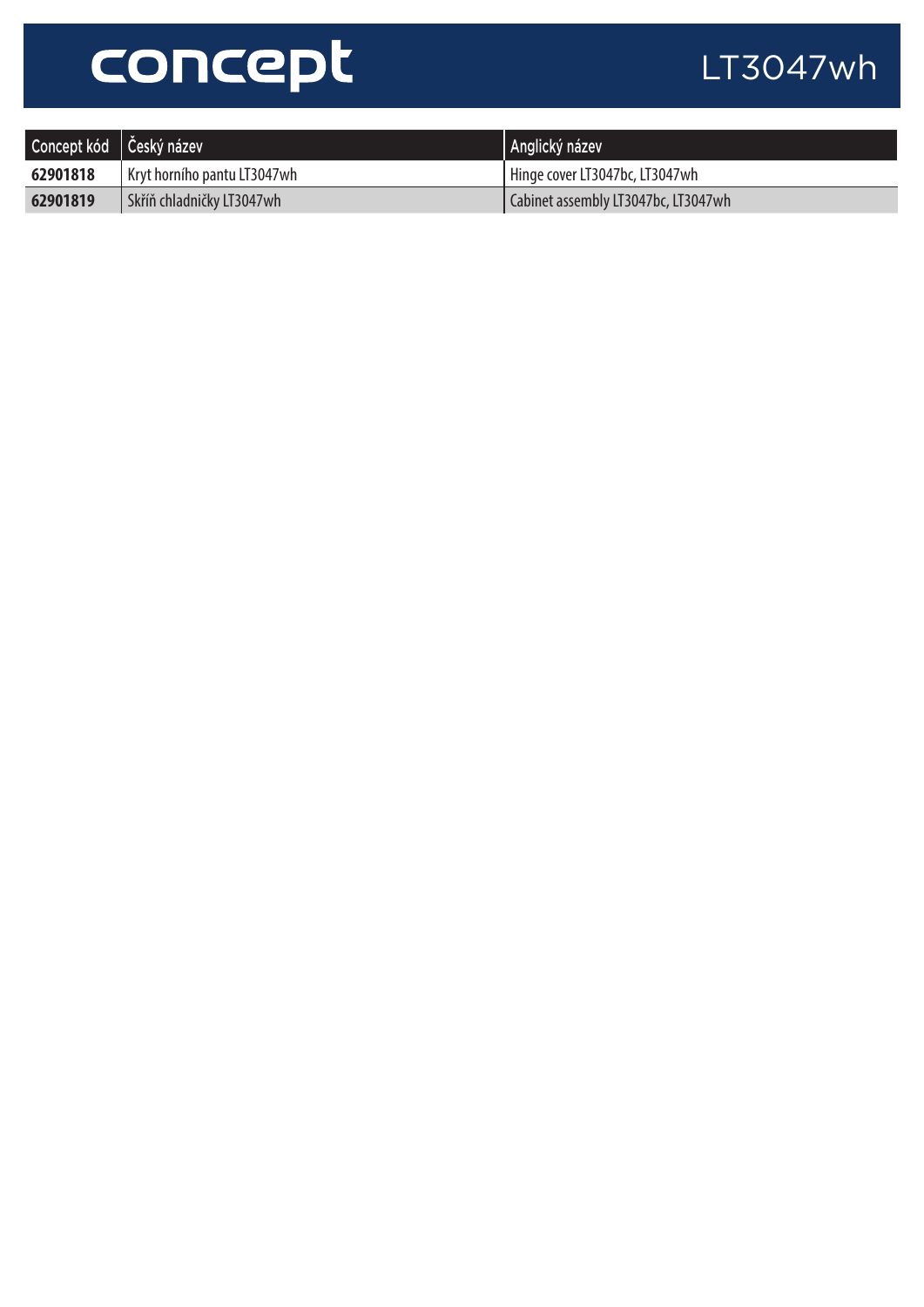| Concept kód | Český název | Anglický název |
|---|---|---|
| **62901818** | Kryt horního pantu LT3047wh | Hinge cover LT3047bc, LT3047wh |
| **62901819** | Skříň chladničky LT3047wh | Cabinet assembly LT3047bc, LT3047wh |